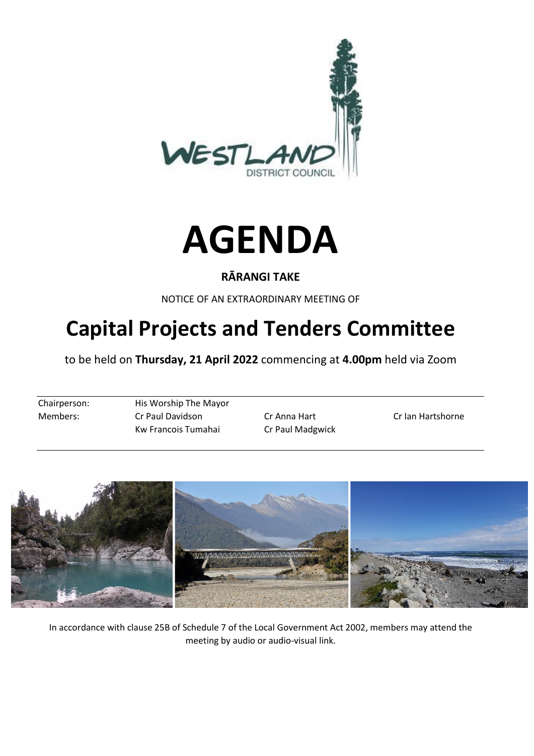# AGENDA

**RĀRANGI TAKE**

NOTICE OF AN EXTRAORDINARY MEETING OF

# Capital Projects and Tenders Committee

to be held on **Thursday, 21 April 2022** commencing at **4.00pm** held via Zoom

| | | | |
|---|---|---|---|
| Chairperson: | His Worship The Mayor | | |
| Members: | Cr Paul Davidson | Cr Anna Hart | Cr Ian Hartshorne |
| | Kw Francois Tumahai | Cr Paul Madgwick | |

In accordance with clause 25B of Schedule 7 of the Local Government Act 2002, members may attend the meeting by audio or audio-visual link.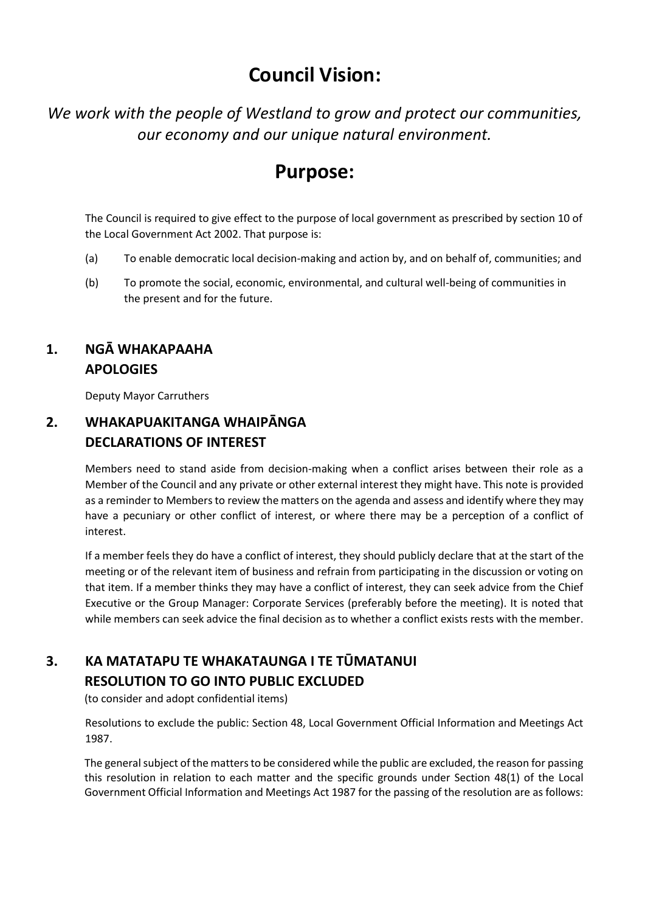# Council Vision:

*We work with the people of Westland to grow and protect our communities, our economy and our unique natural environment.*

# Purpose:

The Council is required to give effect to the purpose of local government as prescribed by section 10 of the Local Government Act 2002. That purpose is:

(a) To enable democratic local decision-making and action by, and on behalf of, communities; and

(b) To promote the social, economic, environmental, and cultural well-being of communities in the present and for the future.

## 1. NGĀ WHAKAPAAHA APOLOGIES

Deputy Mayor Carruthers

## 2. WHAKAPUAKITANGA WHAIPĀNGA DECLARATIONS OF INTEREST

Members need to stand aside from decision-making when a conflict arises between their role as a Member of the Council and any private or other external interest they might have. This note is provided as a reminder to Members to review the matters on the agenda and assess and identify where they may have a pecuniary or other conflict of interest, or where there may be a perception of a conflict of interest.

If a member feels they do have a conflict of interest, they should publicly declare that at the start of the meeting or of the relevant item of business and refrain from participating in the discussion or voting on that item. If a member thinks they may have a conflict of interest, they can seek advice from the Chief Executive or the Group Manager: Corporate Services (preferably before the meeting). It is noted that while members can seek advice the final decision as to whether a conflict exists rests with the member.

## 3. KA MATATAPU TE WHAKATAUNGA I TE TŪMATANUI RESOLUTION TO GO INTO PUBLIC EXCLUDED

(to consider and adopt confidential items)

Resolutions to exclude the public: Section 48, Local Government Official Information and Meetings Act 1987.

The general subject of the matters to be considered while the public are excluded, the reason for passing this resolution in relation to each matter and the specific grounds under Section 48(1) of the Local Government Official Information and Meetings Act 1987 for the passing of the resolution are as follows: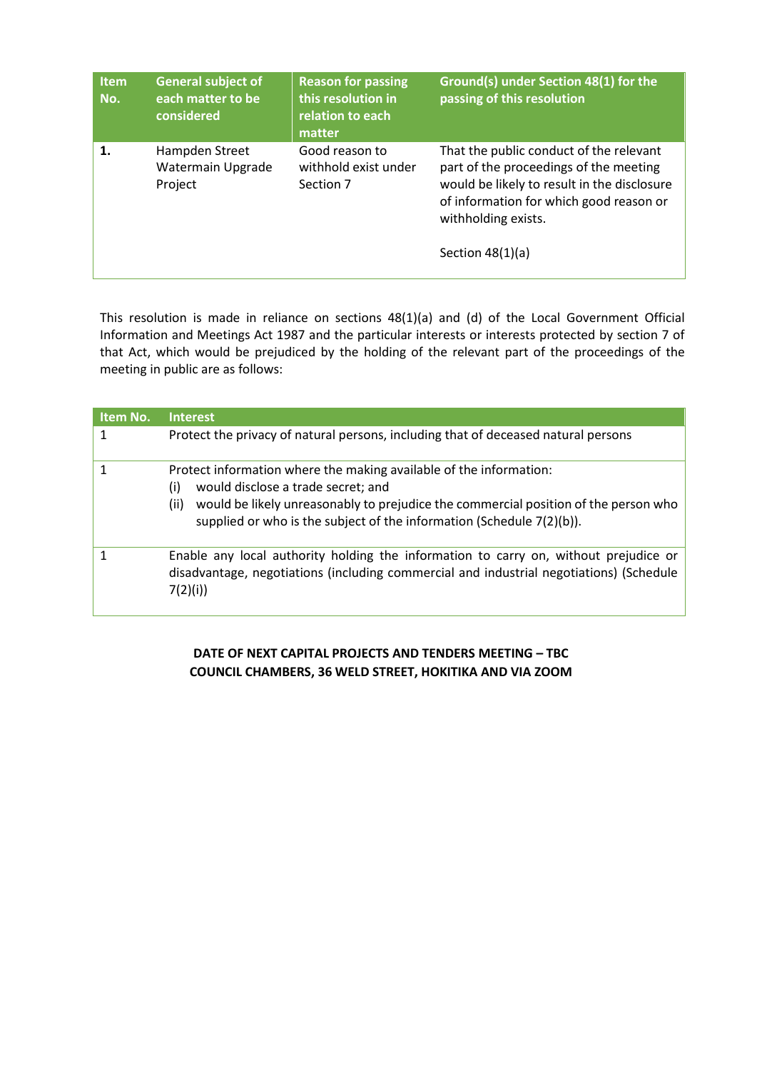| Item No. | General subject of each matter to be considered | Reason for passing this resolution in relation to each matter | Ground(s) under Section 48(1) for the passing of this resolution |
|---|---|---|---|
| **1.** | Hampden Street Watermain Upgrade Project | Good reason to withhold exist under Section 7 | That the public conduct of the relevant part of the proceedings of the meeting would be likely to result in the disclosure of information for which good reason or withholding exists.<br><br>Section 48(1)(a) |

This resolution is made in reliance on sections 48(1)(a) and (d) of the Local Government Official Information and Meetings Act 1987 and the particular interests or interests protected by section 7 of that Act, which would be prejudiced by the holding of the relevant part of the proceedings of the meeting in public are as follows:

| Item No. | Interest |
|---|---|
| 1 | Protect the privacy of natural persons, including that of deceased natural persons |
| 1 | Protect information where the making available of the information:<br>(i) would disclose a trade secret; and<br>(ii) would be likely unreasonably to prejudice the commercial position of the person who supplied or who is the subject of the information (Schedule 7(2)(b)). |
| 1 | Enable any local authority holding the information to carry on, without prejudice or disadvantage, negotiations (including commercial and industrial negotiations) (Schedule 7(2)(i)) |

**DATE OF NEXT CAPITAL PROJECTS AND TENDERS MEETING – TBC**
**COUNCIL CHAMBERS, 36 WELD STREET, HOKITIKA AND VIA ZOOM**